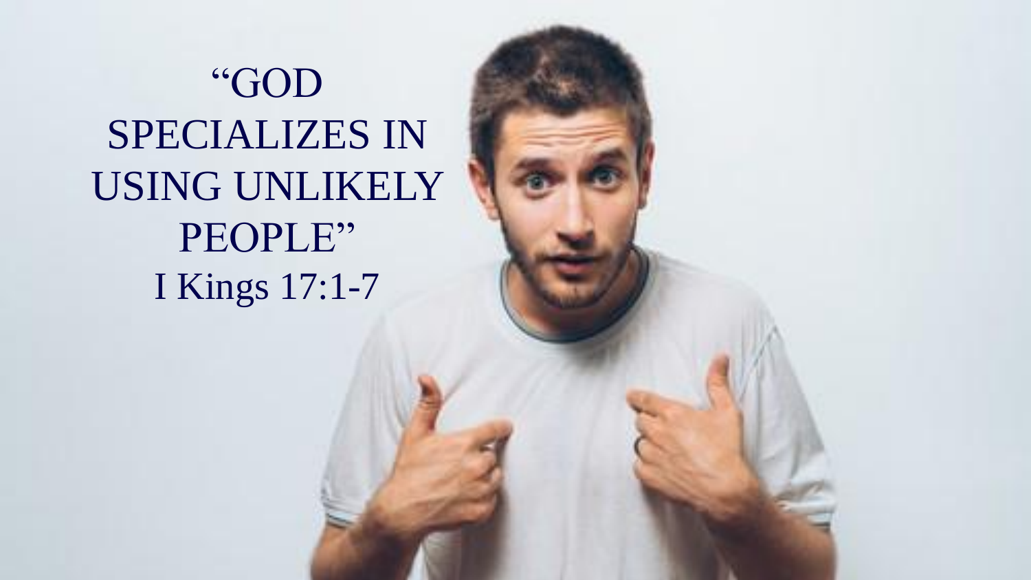# "GOD SPECIALIZES IN USING UNLIKELY PEOPLE"

I Kings 17:1-7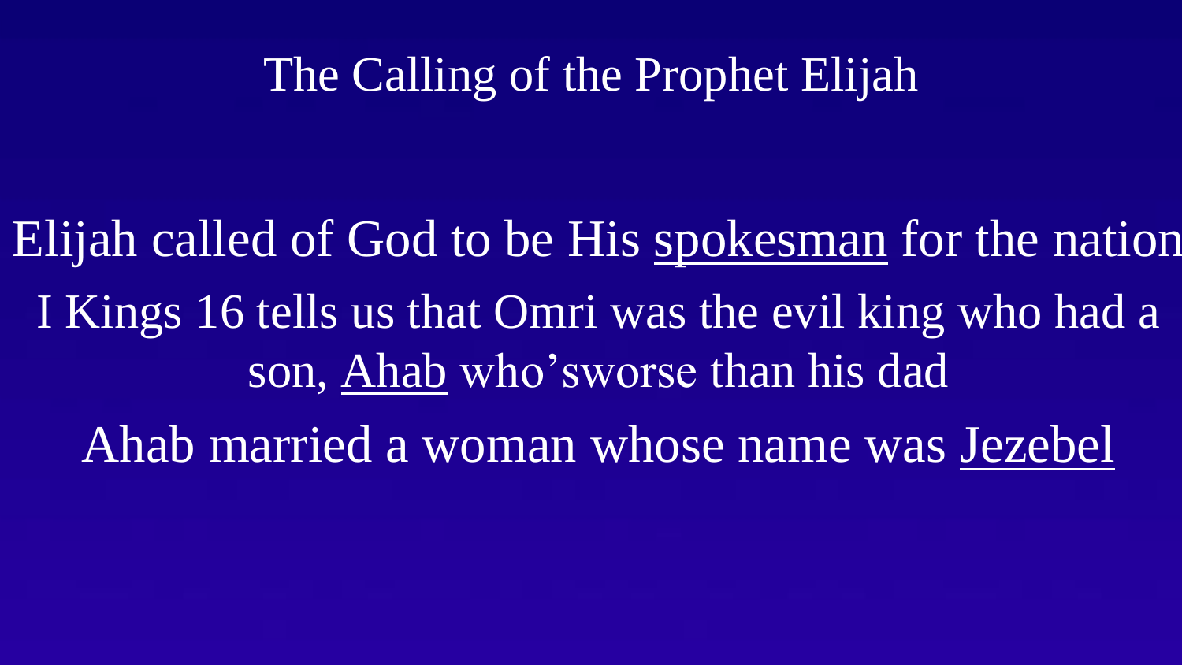# The Calling of the Prophet Elijah

Elijah called of God to be His <u>spokesman</u> for the nation

I Kings 16 tells us that Omri was the evil king who had a son, <u>Ahab</u> who'sworse than his dad

Ahab married a woman whose name was <u>Jezebel</u>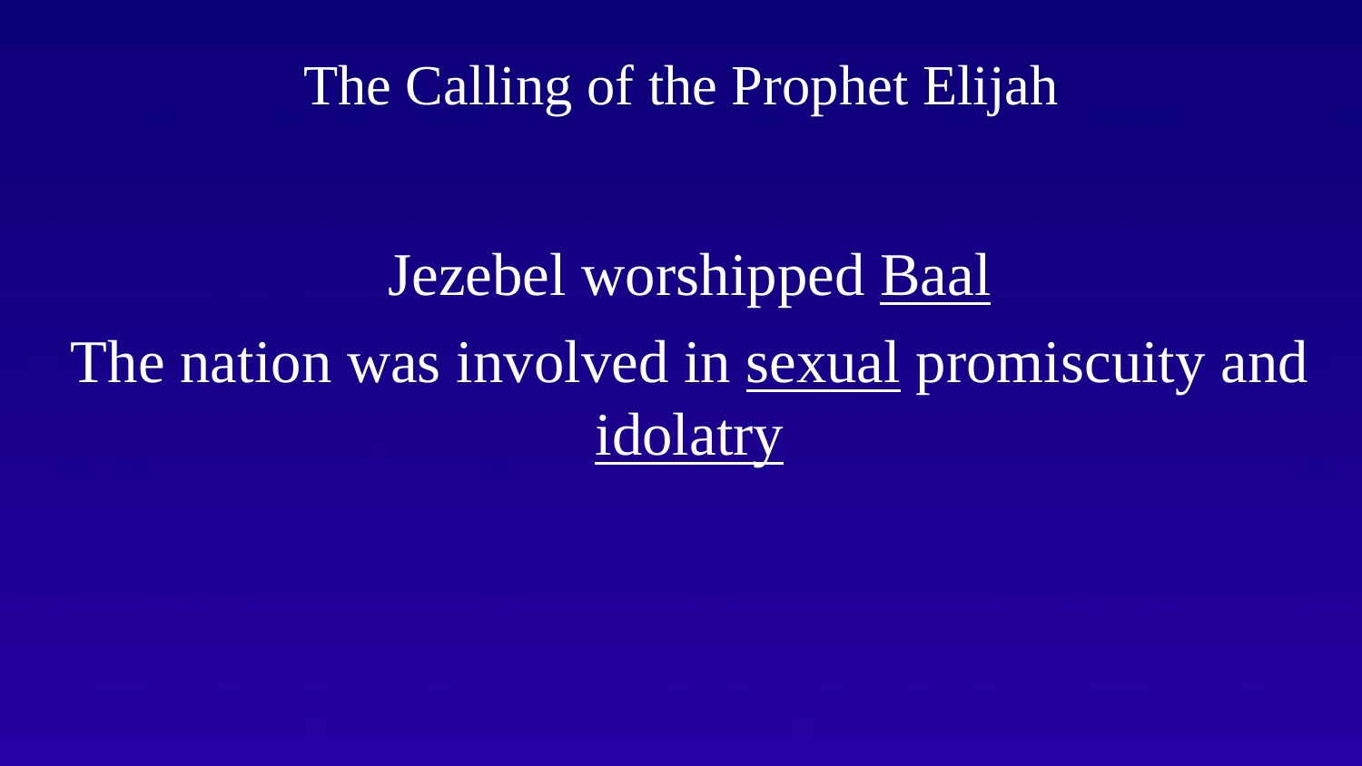# The Calling of the Prophet Elijah

Jezebel worshipped <u>Baal</u>

The nation was involved in <u>sexual</u> promiscuity and <u>idolatry</u>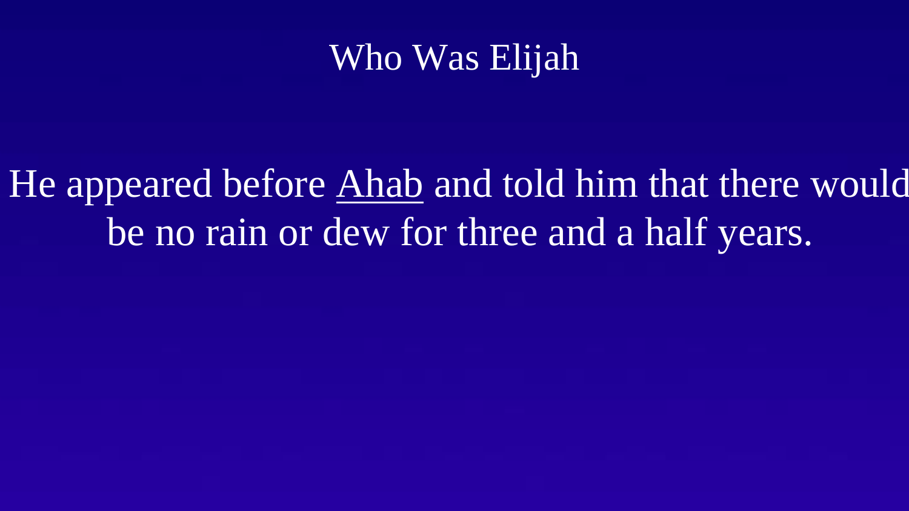# Who Was Elijah

He appeared before Ahab and told him that there would be no rain or dew for three and a half years.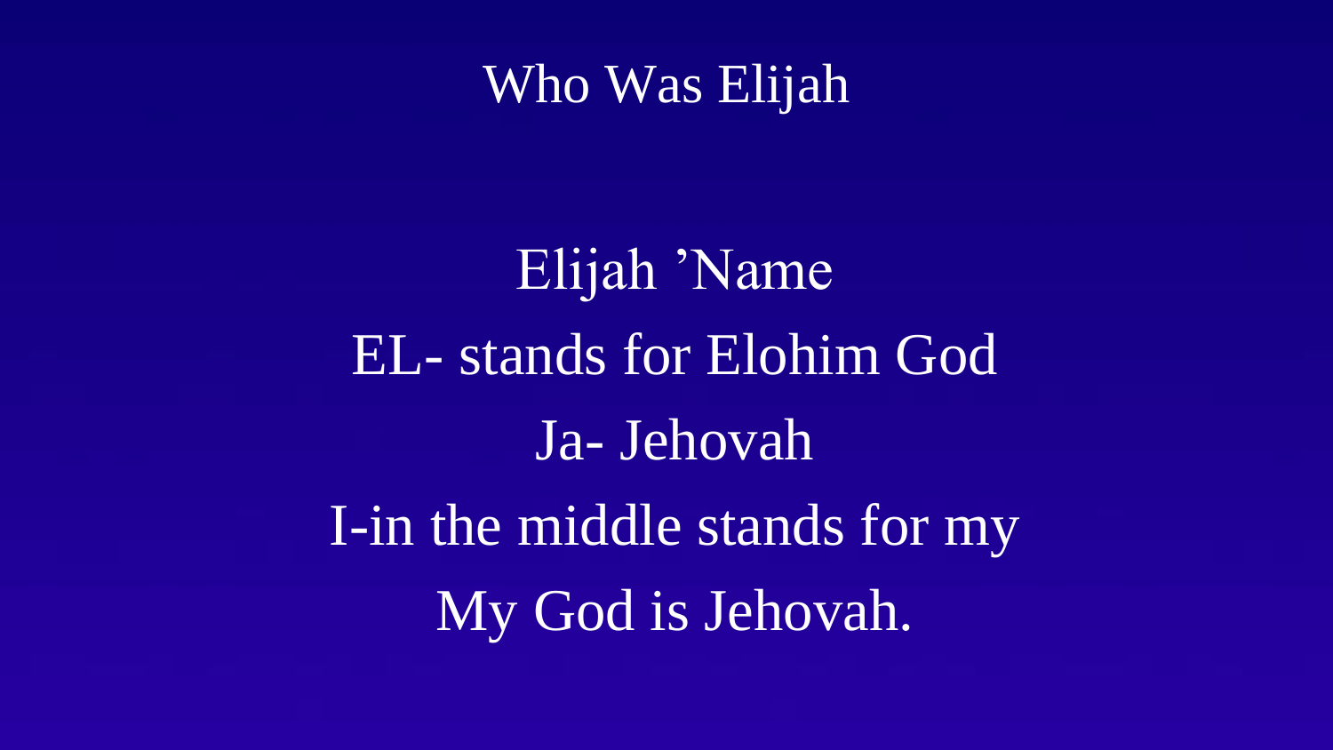# Who Was Elijah

Elijah ’Name

EL- stands for Elohim God

Ja- Jehovah

I-in the middle stands for my

My God is Jehovah.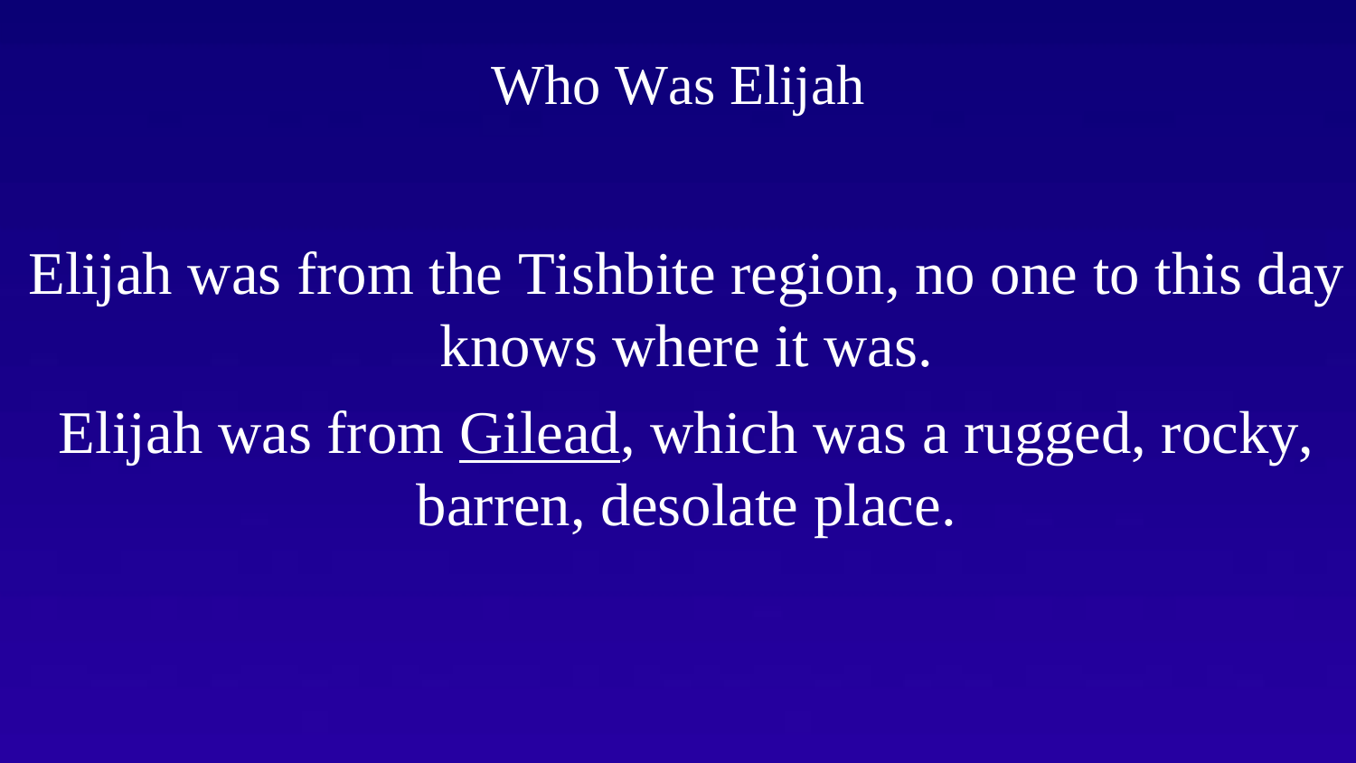# Who Was Elijah

Elijah was from the Tishbite region, no one to this day knows where it was.

Elijah was from Gilead, which was a rugged, rocky, barren, desolate place.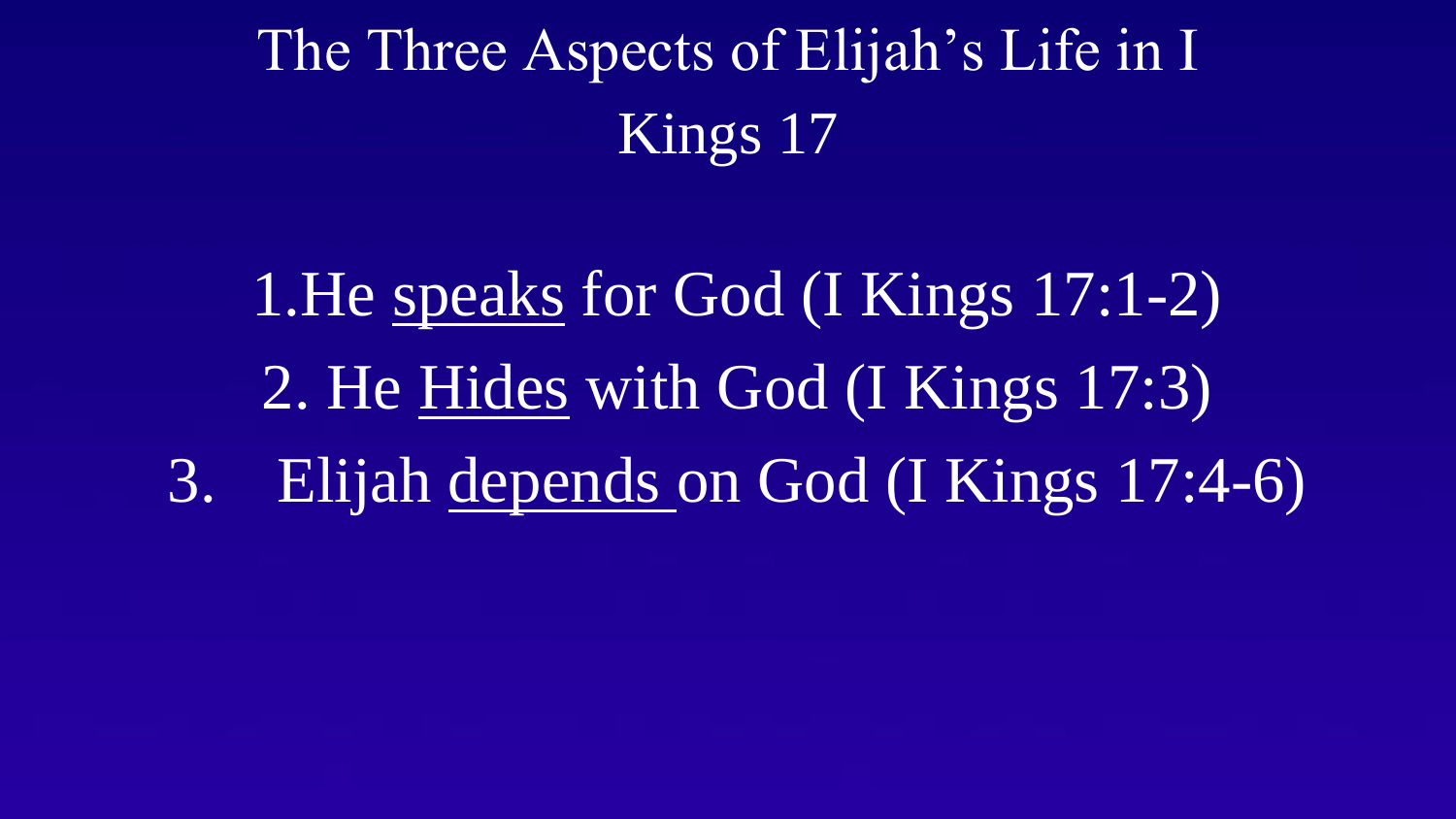# The Three Aspects of Elijah's Life in I Kings 17

1. He <u>speaks</u> for God (I Kings 17:1-2)
2. He <u>Hides</u> with God (I Kings 17:3)
3. Elijah <u>depends</u> on God (I Kings 17:4-6)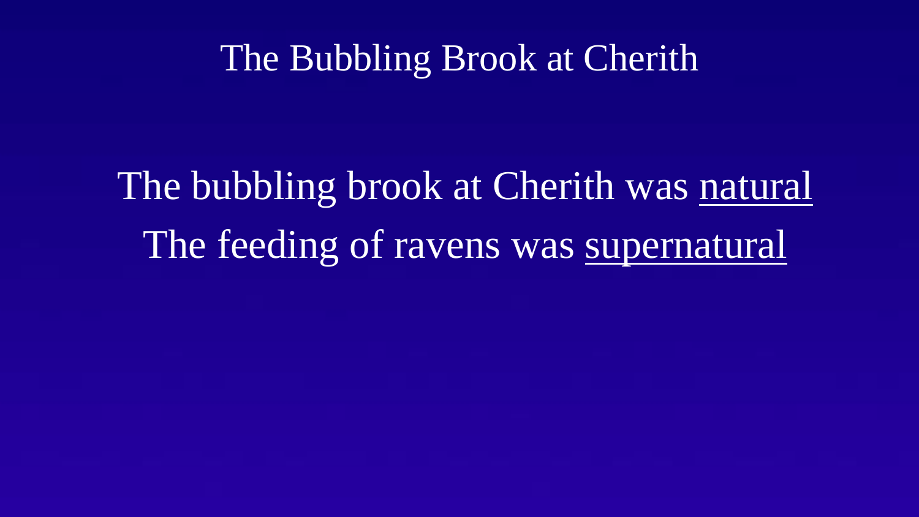# The Bubbling Brook at Cherith

The bubbling brook at Cherith was <u>natural</u>

The feeding of ravens was <u>supernatural</u>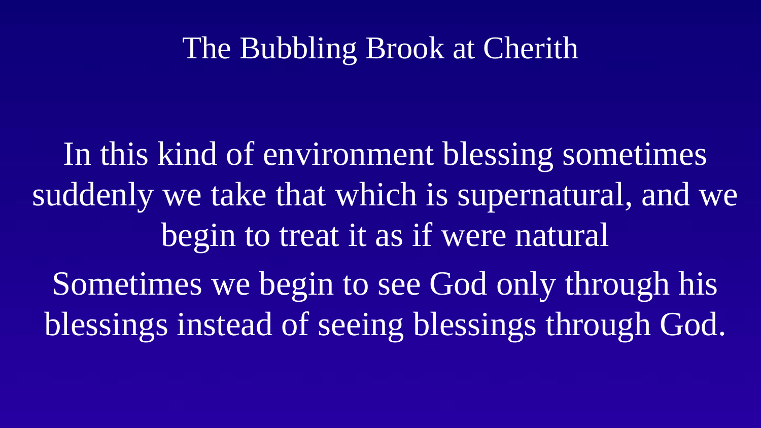# The Bubbling Brook at Cherith

In this kind of environment blessing sometimes suddenly we take that which is supernatural, and we begin to treat it as if were natural

Sometimes we begin to see God only through his blessings instead of seeing blessings through God.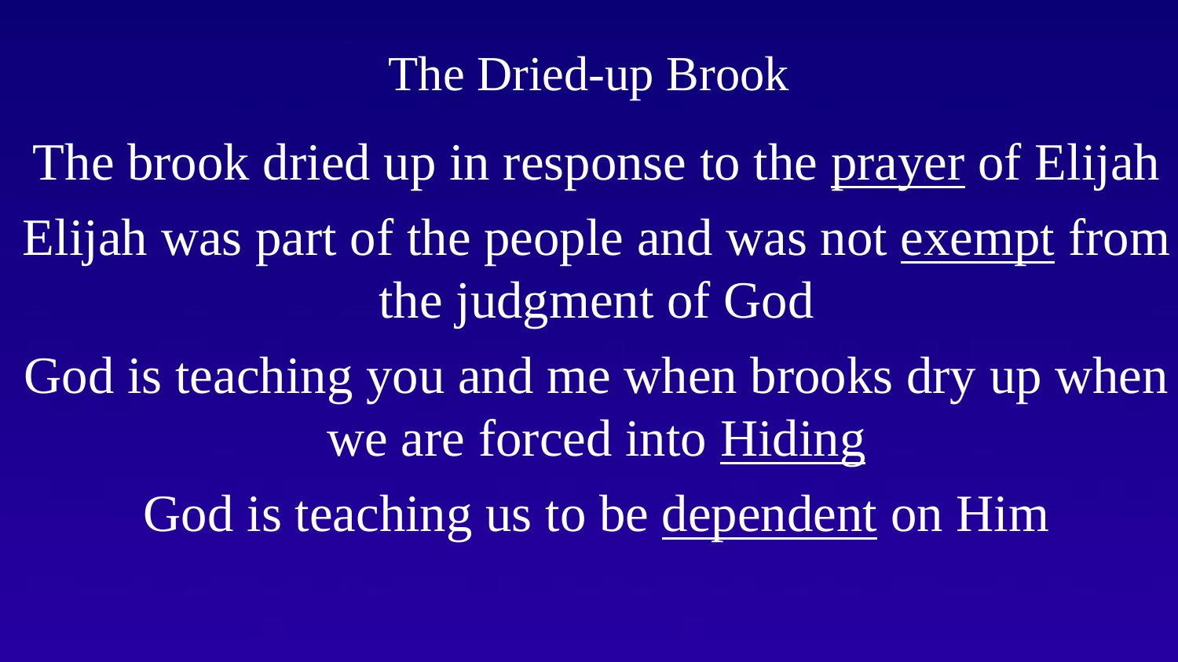# The Dried-up Brook

The brook dried up in response to the <u>prayer</u> of Elijah

Elijah was part of the people and was not <u>exempt</u> from the judgment of God

God is teaching you and me when brooks dry up when we are forced into <u>Hiding</u>

God is teaching us to be <u>dependent</u> on Him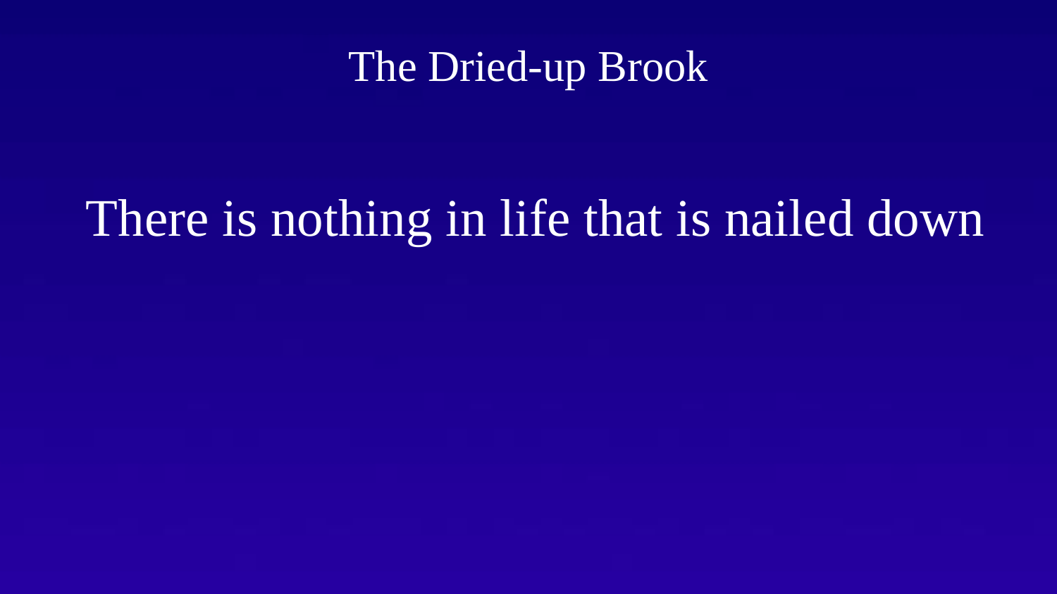# The Dried-up Brook

There is nothing in life that is nailed down